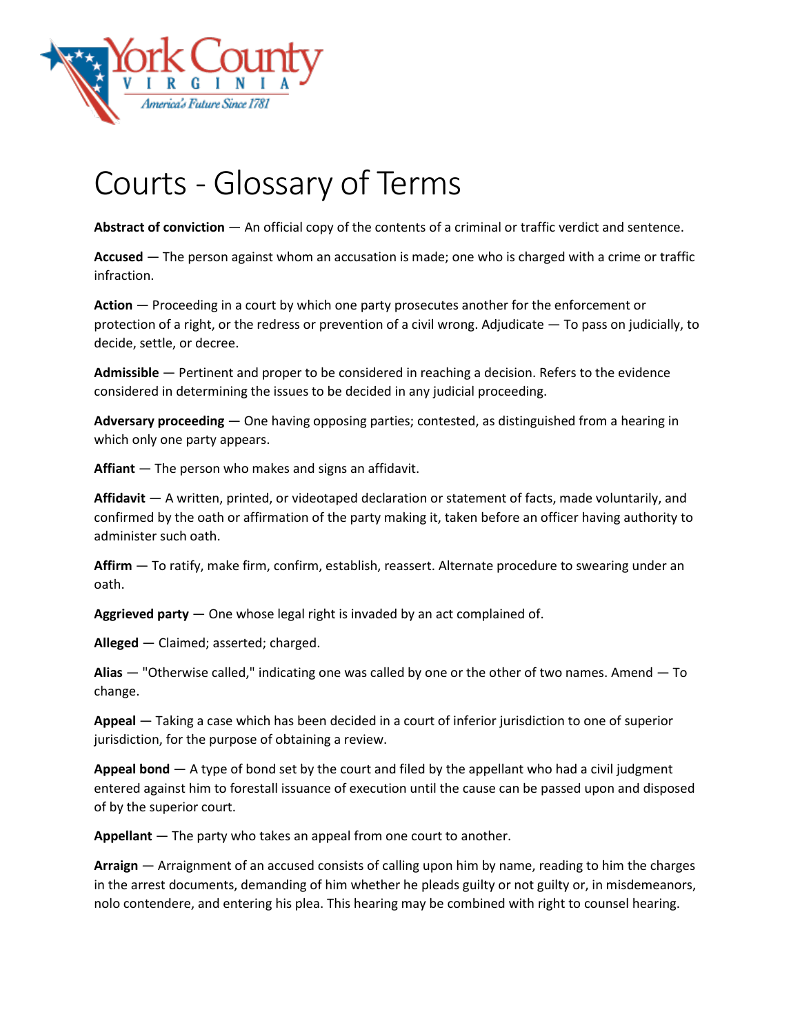York County VIRGINIA America's Future Since 1781

# Courts - Glossary of Terms

**Abstract of conviction** — An official copy of the contents of a criminal or traffic verdict and sentence.

**Accused** — The person against whom an accusation is made; one who is charged with a crime or traffic infraction.

**Action** — Proceeding in a court by which one party prosecutes another for the enforcement or protection of a right, or the redress or prevention of a civil wrong. Adjudicate — To pass on judicially, to decide, settle, or decree.

**Admissible** — Pertinent and proper to be considered in reaching a decision. Refers to the evidence considered in determining the issues to be decided in any judicial proceeding.

**Adversary proceeding** — One having opposing parties; contested, as distinguished from a hearing in which only one party appears.

**Affiant** — The person who makes and signs an affidavit.

**Affidavit** — A written, printed, or videotaped declaration or statement of facts, made voluntarily, and confirmed by the oath or affirmation of the party making it, taken before an officer having authority to administer such oath.

**Affirm** — To ratify, make firm, confirm, establish, reassert. Alternate procedure to swearing under an oath.

**Aggrieved party** — One whose legal right is invaded by an act complained of.

**Alleged** — Claimed; asserted; charged.

**Alias** — "Otherwise called," indicating one was called by one or the other of two names. Amend — To change.

**Appeal** — Taking a case which has been decided in a court of inferior jurisdiction to one of superior jurisdiction, for the purpose of obtaining a review.

**Appeal bond** — A type of bond set by the court and filed by the appellant who had a civil judgment entered against him to forestall issuance of execution until the cause can be passed upon and disposed of by the superior court.

**Appellant** — The party who takes an appeal from one court to another.

**Arraign** — Arraignment of an accused consists of calling upon him by name, reading to him the charges in the arrest documents, demanding of him whether he pleads guilty or not guilty or, in misdemeanors, nolo contendere, and entering his plea. This hearing may be combined with right to counsel hearing.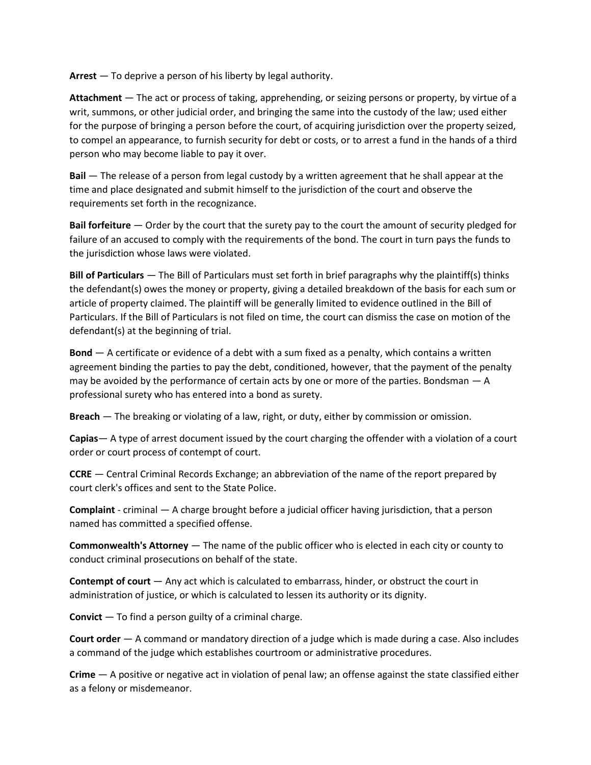**Arrest** — To deprive a person of his liberty by legal authority.

**Attachment** — The act or process of taking, apprehending, or seizing persons or property, by virtue of a writ, summons, or other judicial order, and bringing the same into the custody of the law; used either for the purpose of bringing a person before the court, of acquiring jurisdiction over the property seized, to compel an appearance, to furnish security for debt or costs, or to arrest a fund in the hands of a third person who may become liable to pay it over.

**Bail** — The release of a person from legal custody by a written agreement that he shall appear at the time and place designated and submit himself to the jurisdiction of the court and observe the requirements set forth in the recognizance.

**Bail forfeiture** — Order by the court that the surety pay to the court the amount of security pledged for failure of an accused to comply with the requirements of the bond. The court in turn pays the funds to the jurisdiction whose laws were violated.

**Bill of Particulars** — The Bill of Particulars must set forth in brief paragraphs why the plaintiff(s) thinks the defendant(s) owes the money or property, giving a detailed breakdown of the basis for each sum or article of property claimed. The plaintiff will be generally limited to evidence outlined in the Bill of Particulars. If the Bill of Particulars is not filed on time, the court can dismiss the case on motion of the defendant(s) at the beginning of trial.

**Bond** — A certificate or evidence of a debt with a sum fixed as a penalty, which contains a written agreement binding the parties to pay the debt, conditioned, however, that the payment of the penalty may be avoided by the performance of certain acts by one or more of the parties. Bondsman — A professional surety who has entered into a bond as surety.

**Breach** — The breaking or violating of a law, right, or duty, either by commission or omission.

**Capias**— A type of arrest document issued by the court charging the offender with a violation of a court order or court process of contempt of court.

**CCRE** — Central Criminal Records Exchange; an abbreviation of the name of the report prepared by court clerk's offices and sent to the State Police.

**Complaint** - criminal — A charge brought before a judicial officer having jurisdiction, that a person named has committed a specified offense.

**Commonwealth's Attorney** — The name of the public officer who is elected in each city or county to conduct criminal prosecutions on behalf of the state.

**Contempt of court** — Any act which is calculated to embarrass, hinder, or obstruct the court in administration of justice, or which is calculated to lessen its authority or its dignity.

**Convict** — To find a person guilty of a criminal charge.

**Court order** — A command or mandatory direction of a judge which is made during a case. Also includes a command of the judge which establishes courtroom or administrative procedures.

**Crime** — A positive or negative act in violation of penal law; an offense against the state classified either as a felony or misdemeanor.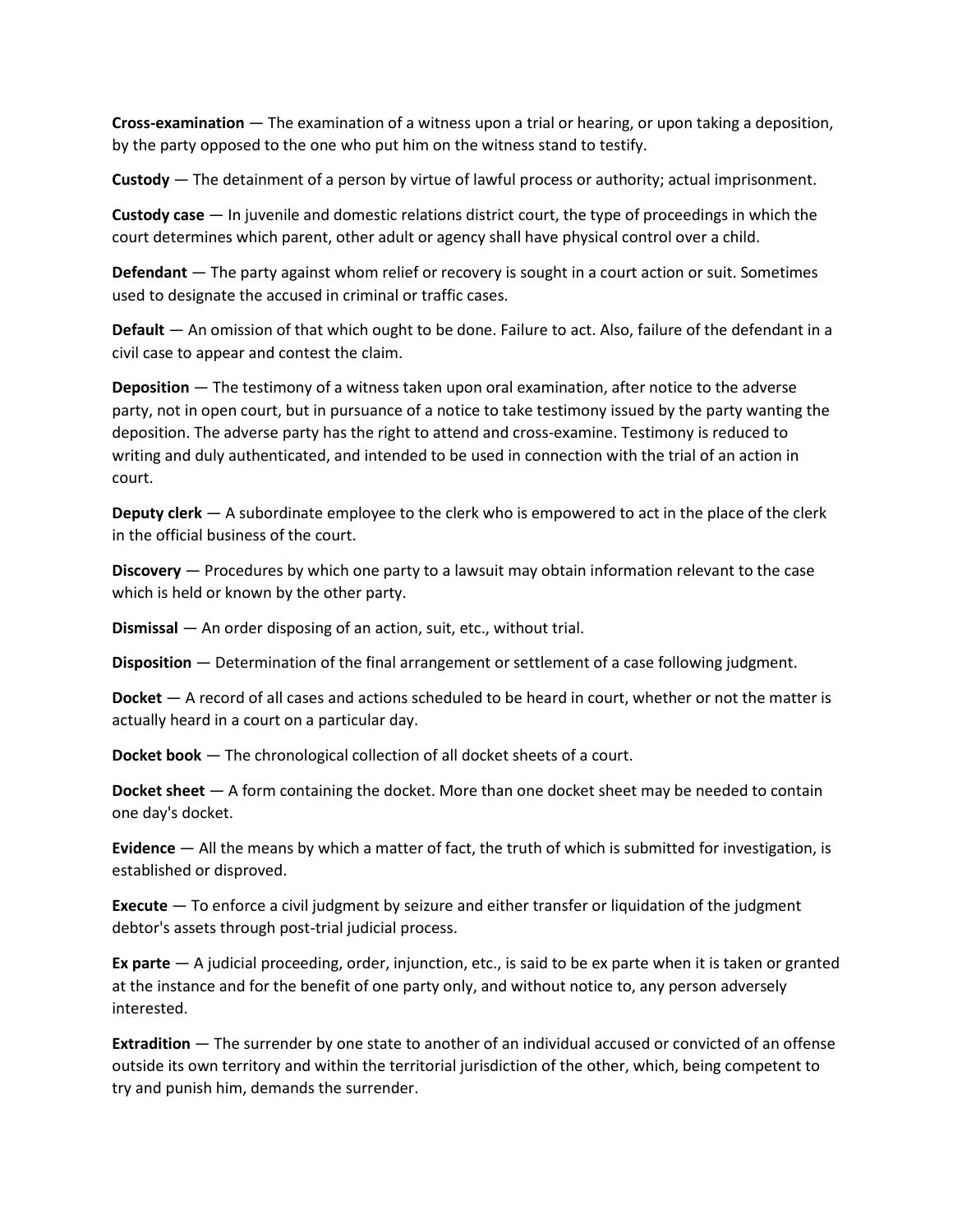**Cross-examination** — The examination of a witness upon a trial or hearing, or upon taking a deposition, by the party opposed to the one who put him on the witness stand to testify.

**Custody** — The detainment of a person by virtue of lawful process or authority; actual imprisonment.

**Custody case** — In juvenile and domestic relations district court, the type of proceedings in which the court determines which parent, other adult or agency shall have physical control over a child.

**Defendant** — The party against whom relief or recovery is sought in a court action or suit. Sometimes used to designate the accused in criminal or traffic cases.

**Default** — An omission of that which ought to be done. Failure to act. Also, failure of the defendant in a civil case to appear and contest the claim.

**Deposition** — The testimony of a witness taken upon oral examination, after notice to the adverse party, not in open court, but in pursuance of a notice to take testimony issued by the party wanting the deposition. The adverse party has the right to attend and cross-examine. Testimony is reduced to writing and duly authenticated, and intended to be used in connection with the trial of an action in court.

**Deputy clerk** — A subordinate employee to the clerk who is empowered to act in the place of the clerk in the official business of the court.

**Discovery** — Procedures by which one party to a lawsuit may obtain information relevant to the case which is held or known by the other party.

**Dismissal** — An order disposing of an action, suit, etc., without trial.

**Disposition** — Determination of the final arrangement or settlement of a case following judgment.

**Docket** — A record of all cases and actions scheduled to be heard in court, whether or not the matter is actually heard in a court on a particular day.

**Docket book** — The chronological collection of all docket sheets of a court.

**Docket sheet** — A form containing the docket. More than one docket sheet may be needed to contain one day's docket.

**Evidence** — All the means by which a matter of fact, the truth of which is submitted for investigation, is established or disproved.

**Execute** — To enforce a civil judgment by seizure and either transfer or liquidation of the judgment debtor's assets through post-trial judicial process.

**Ex parte** — A judicial proceeding, order, injunction, etc., is said to be ex parte when it is taken or granted at the instance and for the benefit of one party only, and without notice to, any person adversely interested.

**Extradition** — The surrender by one state to another of an individual accused or convicted of an offense outside its own territory and within the territorial jurisdiction of the other, which, being competent to try and punish him, demands the surrender.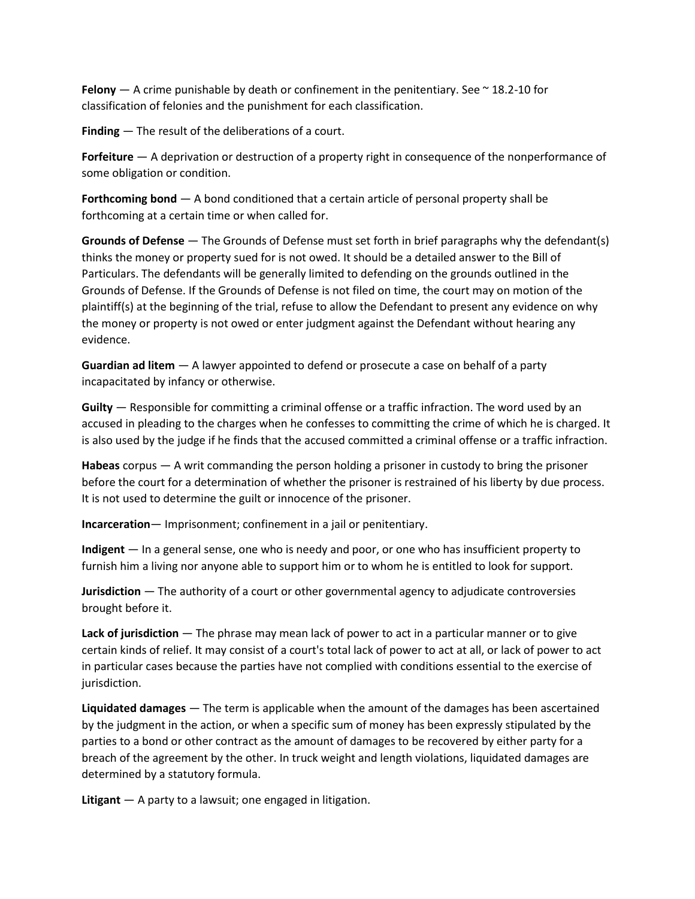**Felony** — A crime punishable by death or confinement in the penitentiary. See ~ 18.2-10 for classification of felonies and the punishment for each classification.

**Finding** — The result of the deliberations of a court.

**Forfeiture** — A deprivation or destruction of a property right in consequence of the nonperformance of some obligation or condition.

**Forthcoming bond** — A bond conditioned that a certain article of personal property shall be forthcoming at a certain time or when called for.

**Grounds of Defense** — The Grounds of Defense must set forth in brief paragraphs why the defendant(s) thinks the money or property sued for is not owed. It should be a detailed answer to the Bill of Particulars. The defendants will be generally limited to defending on the grounds outlined in the Grounds of Defense. If the Grounds of Defense is not filed on time, the court may on motion of the plaintiff(s) at the beginning of the trial, refuse to allow the Defendant to present any evidence on why the money or property is not owed or enter judgment against the Defendant without hearing any evidence.

**Guardian ad litem** — A lawyer appointed to defend or prosecute a case on behalf of a party incapacitated by infancy or otherwise.

**Guilty** — Responsible for committing a criminal offense or a traffic infraction. The word used by an accused in pleading to the charges when he confesses to committing the crime of which he is charged. It is also used by the judge if he finds that the accused committed a criminal offense or a traffic infraction.

**Habeas** corpus — A writ commanding the person holding a prisoner in custody to bring the prisoner before the court for a determination of whether the prisoner is restrained of his liberty by due process. It is not used to determine the guilt or innocence of the prisoner.

**Incarceration**— Imprisonment; confinement in a jail or penitentiary.

**Indigent** — In a general sense, one who is needy and poor, or one who has insufficient property to furnish him a living nor anyone able to support him or to whom he is entitled to look for support.

**Jurisdiction** — The authority of a court or other governmental agency to adjudicate controversies brought before it.

**Lack of jurisdiction** — The phrase may mean lack of power to act in a particular manner or to give certain kinds of relief. It may consist of a court's total lack of power to act at all, or lack of power to act in particular cases because the parties have not complied with conditions essential to the exercise of jurisdiction.

**Liquidated damages** — The term is applicable when the amount of the damages has been ascertained by the judgment in the action, or when a specific sum of money has been expressly stipulated by the parties to a bond or other contract as the amount of damages to be recovered by either party for a breach of the agreement by the other. In truck weight and length violations, liquidated damages are determined by a statutory formula.

**Litigant** — A party to a lawsuit; one engaged in litigation.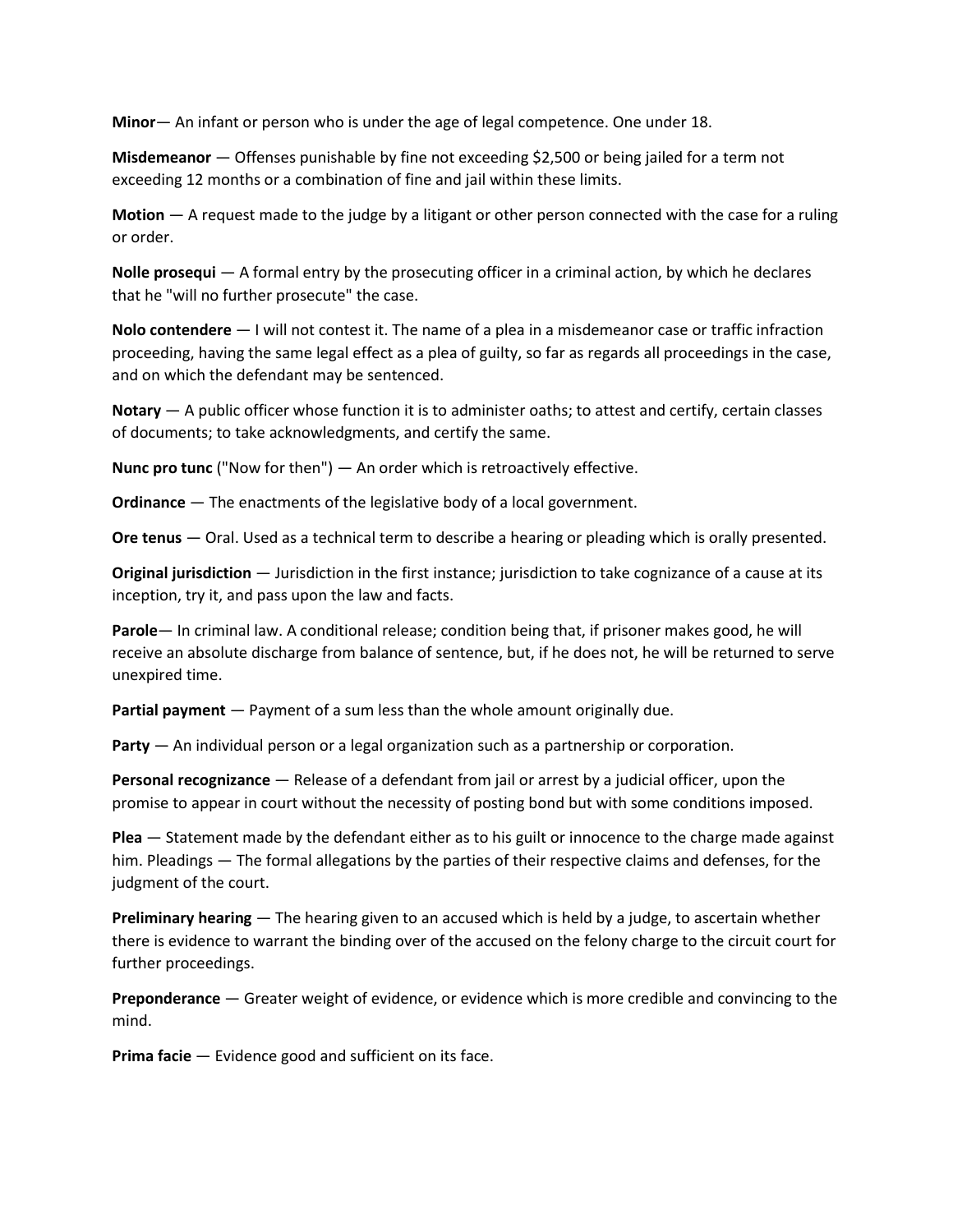**Minor**— An infant or person who is under the age of legal competence. One under 18.

**Misdemeanor** — Offenses punishable by fine not exceeding $2,500 or being jailed for a term not exceeding 12 months or a combination of fine and jail within these limits.

**Motion** — A request made to the judge by a litigant or other person connected with the case for a ruling or order.

**Nolle prosequi** — A formal entry by the prosecuting officer in a criminal action, by which he declares that he "will no further prosecute" the case.

**Nolo contendere** — I will not contest it. The name of a plea in a misdemeanor case or traffic infraction proceeding, having the same legal effect as a plea of guilty, so far as regards all proceedings in the case, and on which the defendant may be sentenced.

**Notary** — A public officer whose function it is to administer oaths; to attest and certify, certain classes of documents; to take acknowledgments, and certify the same.

**Nunc pro tunc** ("Now for then") — An order which is retroactively effective.

**Ordinance** — The enactments of the legislative body of a local government.

**Ore tenus** — Oral. Used as a technical term to describe a hearing or pleading which is orally presented.

**Original jurisdiction** — Jurisdiction in the first instance; jurisdiction to take cognizance of a cause at its inception, try it, and pass upon the law and facts.

**Parole**— In criminal law. A conditional release; condition being that, if prisoner makes good, he will receive an absolute discharge from balance of sentence, but, if he does not, he will be returned to serve unexpired time.

**Partial payment** — Payment of a sum less than the whole amount originally due.

**Party** — An individual person or a legal organization such as a partnership or corporation.

**Personal recognizance** — Release of a defendant from jail or arrest by a judicial officer, upon the promise to appear in court without the necessity of posting bond but with some conditions imposed.

**Plea** — Statement made by the defendant either as to his guilt or innocence to the charge made against him. Pleadings — The formal allegations by the parties of their respective claims and defenses, for the judgment of the court.

**Preliminary hearing** — The hearing given to an accused which is held by a judge, to ascertain whether there is evidence to warrant the binding over of the accused on the felony charge to the circuit court for further proceedings.

**Preponderance** — Greater weight of evidence, or evidence which is more credible and convincing to the mind.

**Prima facie** — Evidence good and sufficient on its face.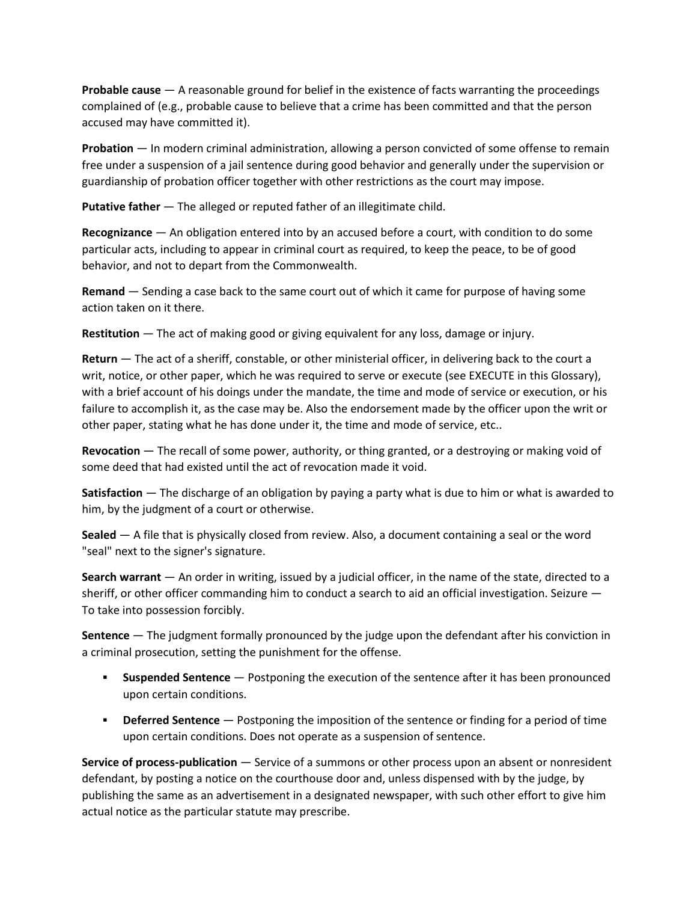**Probable cause** — A reasonable ground for belief in the existence of facts warranting the proceedings complained of (e.g., probable cause to believe that a crime has been committed and that the person accused may have committed it).

**Probation** — In modern criminal administration, allowing a person convicted of some offense to remain free under a suspension of a jail sentence during good behavior and generally under the supervision or guardianship of probation officer together with other restrictions as the court may impose.

**Putative father** — The alleged or reputed father of an illegitimate child.

**Recognizance** — An obligation entered into by an accused before a court, with condition to do some particular acts, including to appear in criminal court as required, to keep the peace, to be of good behavior, and not to depart from the Commonwealth.

**Remand** — Sending a case back to the same court out of which it came for purpose of having some action taken on it there.

**Restitution** — The act of making good or giving equivalent for any loss, damage or injury.

**Return** — The act of a sheriff, constable, or other ministerial officer, in delivering back to the court a writ, notice, or other paper, which he was required to serve or execute (see EXECUTE in this Glossary), with a brief account of his doings under the mandate, the time and mode of service or execution, or his failure to accomplish it, as the case may be. Also the endorsement made by the officer upon the writ or other paper, stating what he has done under it, the time and mode of service, etc..

**Revocation** — The recall of some power, authority, or thing granted, or a destroying or making void of some deed that had existed until the act of revocation made it void.

**Satisfaction** — The discharge of an obligation by paying a party what is due to him or what is awarded to him, by the judgment of a court or otherwise.

**Sealed** — A file that is physically closed from review. Also, a document containing a seal or the word "seal" next to the signer's signature.

**Search warrant** — An order in writing, issued by a judicial officer, in the name of the state, directed to a sheriff, or other officer commanding him to conduct a search to aid an official investigation. Seizure — To take into possession forcibly.

**Sentence** — The judgment formally pronounced by the judge upon the defendant after his conviction in a criminal prosecution, setting the punishment for the offense.

- **Suspended Sentence** — Postponing the execution of the sentence after it has been pronounced upon certain conditions.
- **Deferred Sentence** — Postponing the imposition of the sentence or finding for a period of time upon certain conditions. Does not operate as a suspension of sentence.

**Service of process-publication** — Service of a summons or other process upon an absent or nonresident defendant, by posting a notice on the courthouse door and, unless dispensed with by the judge, by publishing the same as an advertisement in a designated newspaper, with such other effort to give him actual notice as the particular statute may prescribe.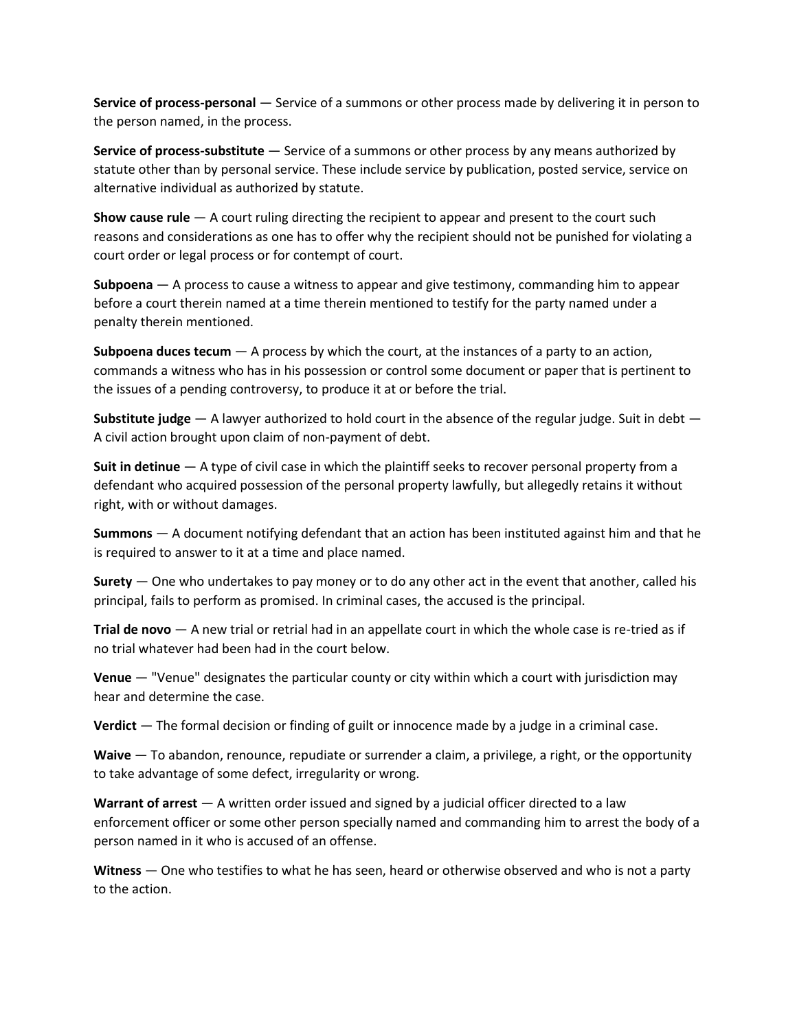**Service of process-personal** — Service of a summons or other process made by delivering it in person to the person named, in the process.

**Service of process-substitute** — Service of a summons or other process by any means authorized by statute other than by personal service. These include service by publication, posted service, service on alternative individual as authorized by statute.

**Show cause rule** — A court ruling directing the recipient to appear and present to the court such reasons and considerations as one has to offer why the recipient should not be punished for violating a court order or legal process or for contempt of court.

**Subpoena** — A process to cause a witness to appear and give testimony, commanding him to appear before a court therein named at a time therein mentioned to testify for the party named under a penalty therein mentioned.

**Subpoena duces tecum** — A process by which the court, at the instances of a party to an action, commands a witness who has in his possession or control some document or paper that is pertinent to the issues of a pending controversy, to produce it at or before the trial.

**Substitute judge** — A lawyer authorized to hold court in the absence of the regular judge. Suit in debt — A civil action brought upon claim of non-payment of debt.

**Suit in detinue** — A type of civil case in which the plaintiff seeks to recover personal property from a defendant who acquired possession of the personal property lawfully, but allegedly retains it without right, with or without damages.

**Summons** — A document notifying defendant that an action has been instituted against him and that he is required to answer to it at a time and place named.

**Surety** — One who undertakes to pay money or to do any other act in the event that another, called his principal, fails to perform as promised. In criminal cases, the accused is the principal.

**Trial de novo** — A new trial or retrial had in an appellate court in which the whole case is re-tried as if no trial whatever had been had in the court below.

**Venue** — "Venue" designates the particular county or city within which a court with jurisdiction may hear and determine the case.

**Verdict** — The formal decision or finding of guilt or innocence made by a judge in a criminal case.

**Waive** — To abandon, renounce, repudiate or surrender a claim, a privilege, a right, or the opportunity to take advantage of some defect, irregularity or wrong.

**Warrant of arrest** — A written order issued and signed by a judicial officer directed to a law enforcement officer or some other person specially named and commanding him to arrest the body of a person named in it who is accused of an offense.

**Witness** — One who testifies to what he has seen, heard or otherwise observed and who is not a party to the action.